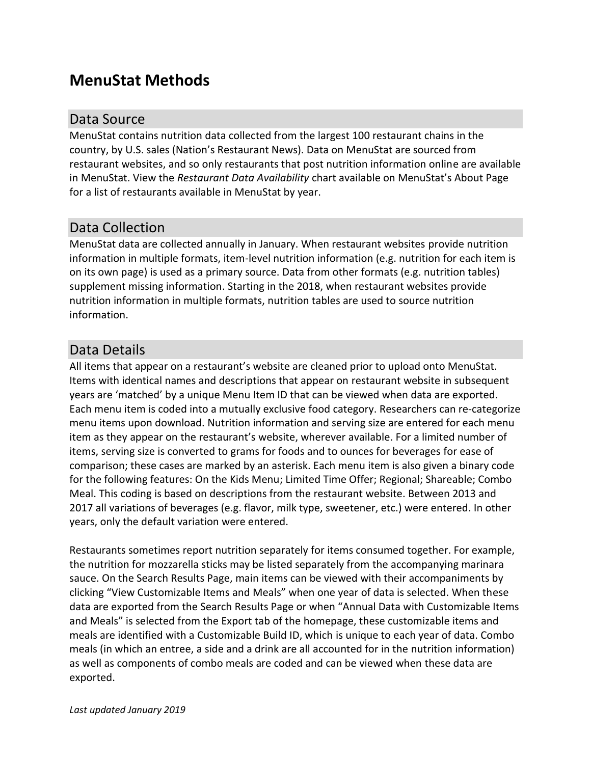# MenuStat Methods

## Data Source

MenuStat contains nutrition data collected from the largest 100 restaurant chains in the country, by U.S. sales (Nation's Restaurant News). Data on MenuStat are sourced from restaurant websites, and so only restaurants that post nutrition information online are available in MenuStat. View the *Restaurant Data Availability* chart available on MenuStat's About Page for a list of restaurants available in MenuStat by year.

## Data Collection

MenuStat data are collected annually in January. When restaurant websites provide nutrition information in multiple formats, item-level nutrition information (e.g. nutrition for each item is on its own page) is used as a primary source. Data from other formats (e.g. nutrition tables) supplement missing information. Starting in the 2018, when restaurant websites provide nutrition information in multiple formats, nutrition tables are used to source nutrition information.

## Data Details

All items that appear on a restaurant's website are cleaned prior to upload onto MenuStat. Items with identical names and descriptions that appear on restaurant website in subsequent years are 'matched' by a unique Menu Item ID that can be viewed when data are exported. Each menu item is coded into a mutually exclusive food category. Researchers can re-categorize menu items upon download. Nutrition information and serving size are entered for each menu item as they appear on the restaurant's website, wherever available. For a limited number of items, serving size is converted to grams for foods and to ounces for beverages for ease of comparison; these cases are marked by an asterisk. Each menu item is also given a binary code for the following features: On the Kids Menu; Limited Time Offer; Regional; Shareable; Combo Meal. This coding is based on descriptions from the restaurant website. Between 2013 and 2017 all variations of beverages (e.g. flavor, milk type, sweetener, etc.) were entered. In other years, only the default variation were entered.

Restaurants sometimes report nutrition separately for items consumed together. For example, the nutrition for mozzarella sticks may be listed separately from the accompanying marinara sauce. On the Search Results Page, main items can be viewed with their accompaniments by clicking "View Customizable Items and Meals" when one year of data is selected. When these data are exported from the Search Results Page or when "Annual Data with Customizable Items and Meals" is selected from the Export tab of the homepage, these customizable items and meals are identified with a Customizable Build ID, which is unique to each year of data. Combo meals (in which an entree, a side and a drink are all accounted for in the nutrition information) as well as components of combo meals are coded and can be viewed when these data are exported.

*Last updated January 2019*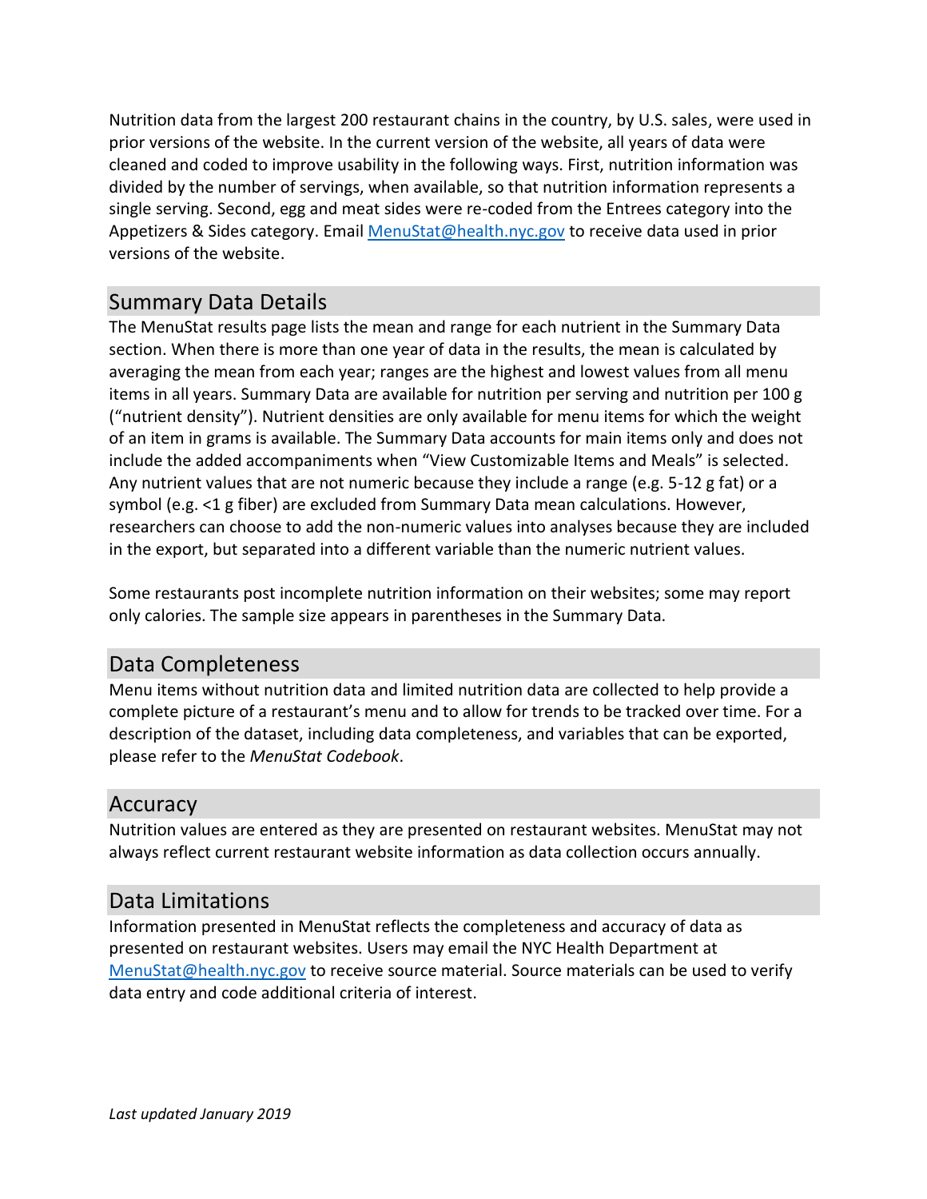Nutrition data from the largest 200 restaurant chains in the country, by U.S. sales, were used in prior versions of the website. In the current version of the website, all years of data were cleaned and coded to improve usability in the following ways. First, nutrition information was divided by the number of servings, when available, so that nutrition information represents a single serving. Second, egg and meat sides were re-coded from the Entrees category into the Appetizers & Sides category. Email MenuStat@health.nyc.gov to receive data used in prior versions of the website.

## Summary Data Details

The MenuStat results page lists the mean and range for each nutrient in the Summary Data section. When there is more than one year of data in the results, the mean is calculated by averaging the mean from each year; ranges are the highest and lowest values from all menu items in all years. Summary Data are available for nutrition per serving and nutrition per 100 g ("nutrient density"). Nutrient densities are only available for menu items for which the weight of an item in grams is available. The Summary Data accounts for main items only and does not include the added accompaniments when "View Customizable Items and Meals" is selected. Any nutrient values that are not numeric because they include a range (e.g. 5-12 g fat) or a symbol (e.g. <1 g fiber) are excluded from Summary Data mean calculations. However, researchers can choose to add the non-numeric values into analyses because they are included in the export, but separated into a different variable than the numeric nutrient values.

Some restaurants post incomplete nutrition information on their websites; some may report only calories. The sample size appears in parentheses in the Summary Data.

## Data Completeness

Menu items without nutrition data and limited nutrition data are collected to help provide a complete picture of a restaurant's menu and to allow for trends to be tracked over time. For a description of the dataset, including data completeness, and variables that can be exported, please refer to the *MenuStat Codebook*.

## Accuracy

Nutrition values are entered as they are presented on restaurant websites. MenuStat may not always reflect current restaurant website information as data collection occurs annually.

## Data Limitations

Information presented in MenuStat reflects the completeness and accuracy of data as presented on restaurant websites. Users may email the NYC Health Department at MenuStat@health.nyc.gov to receive source material. Source materials can be used to verify data entry and code additional criteria of interest.

*Last updated January 2019*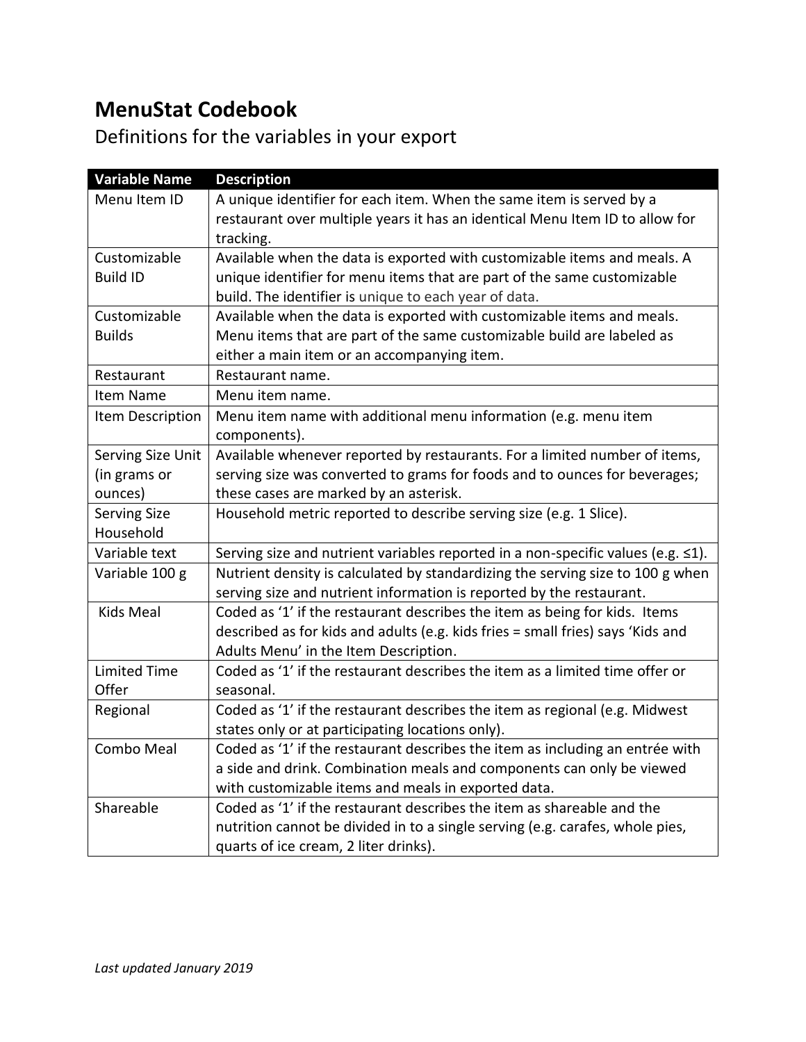# MenuStat Codebook

## Definitions for the variables in your export

| Variable Name | Description |
|---|---|
| Menu Item ID | A unique identifier for each item. When the same item is served by a restaurant over multiple years it has an identical Menu Item ID to allow for tracking. |
| Customizable Build ID | Available when the data is exported with customizable items and meals. A unique identifier for menu items that are part of the same customizable build. The identifier is unique to each year of data. |
| Customizable Builds | Available when the data is exported with customizable items and meals. Menu items that are part of the same customizable build are labeled as either a main item or an accompanying item. |
| Restaurant | Restaurant name. |
| Item Name | Menu item name. |
| Item Description | Menu item name with additional menu information (e.g. menu item components). |
| Serving Size Unit (in grams or ounces) | Available whenever reported by restaurants. For a limited number of items, serving size was converted to grams for foods and to ounces for beverages; these cases are marked by an asterisk. |
| Serving Size Household | Household metric reported to describe serving size (e.g. 1 Slice). |
| Variable text | Serving size and nutrient variables reported in a non-specific values (e.g. ≤1). |
| Variable 100 g | Nutrient density is calculated by standardizing the serving size to 100 g when serving size and nutrient information is reported by the restaurant. |
| Kids Meal | Coded as '1' if the restaurant describes the item as being for kids. Items described as for kids and adults (e.g. kids fries = small fries) says 'Kids and Adults Menu' in the Item Description. |
| Limited Time Offer | Coded as '1' if the restaurant describes the item as a limited time offer or seasonal. |
| Regional | Coded as '1' if the restaurant describes the item as regional (e.g. Midwest states only or at participating locations only). |
| Combo Meal | Coded as '1' if the restaurant describes the item as including an entrée with a side and drink. Combination meals and components can only be viewed with customizable items and meals in exported data. |
| Shareable | Coded as '1' if the restaurant describes the item as shareable and the nutrition cannot be divided in to a single serving (e.g. carafes, whole pies, quarts of ice cream, 2 liter drinks). |

*Last updated January 2019*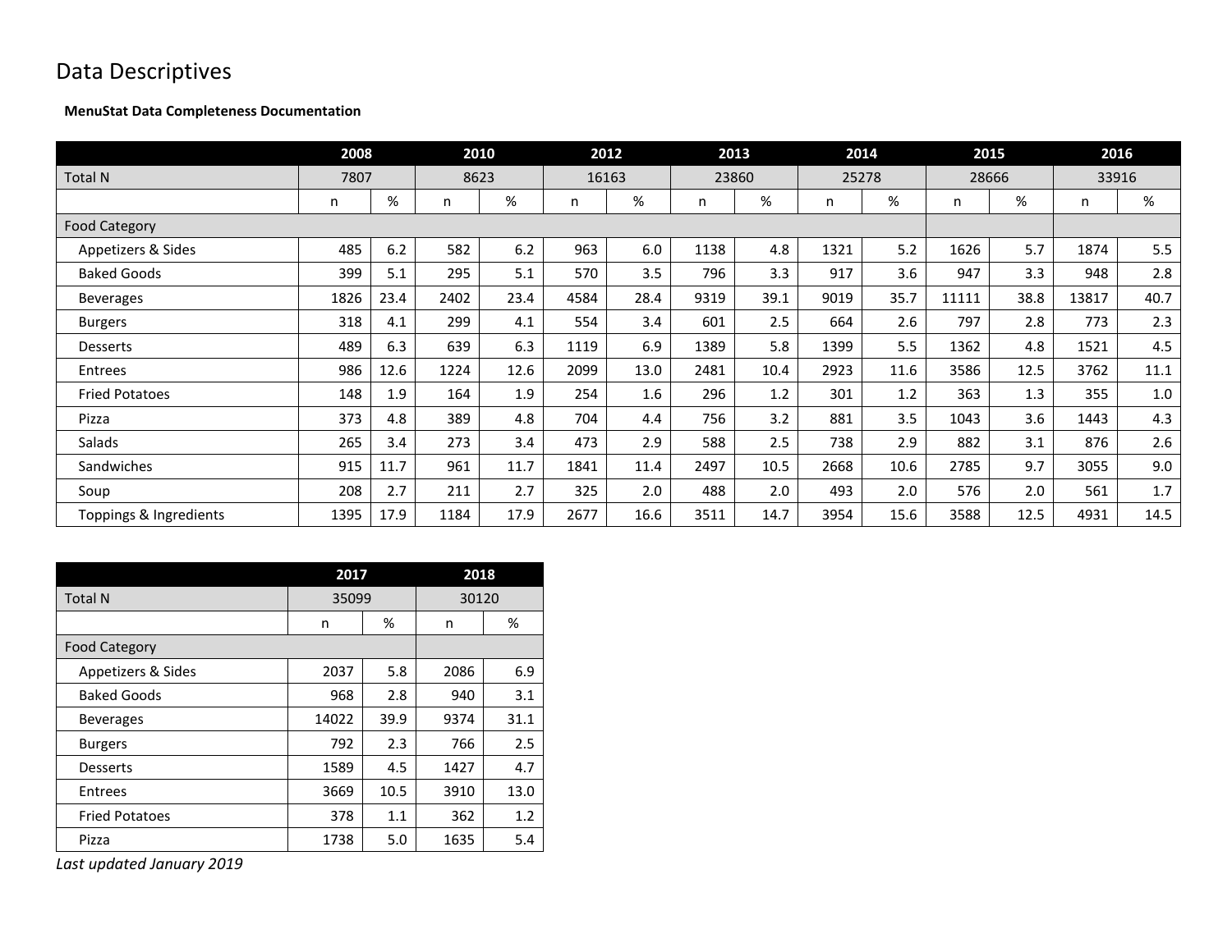# Data Descriptives

**MenuStat Data Completeness Documentation**

| | 2008 | | 2010 | | 2012 | | 2013 | | 2014 | | 2015 | | 2016 | |
|---|---|---|---|---|---|---|---|---|---|---|---|---|---|---|
| Total N | 7807 | | 8623 | | 16163 | | 23860 | | 25278 | | 28666 | | 33916 | |
| | n | % | n | % | n | % | n | % | n | % | n | % | n | % |
| Food Category | | | | | | | | | | | | | | |
| Appetizers & Sides | 485 | 6.2 | 582 | 6.2 | 963 | 6.0 | 1138 | 4.8 | 1321 | 5.2 | 1626 | 5.7 | 1874 | 5.5 |
| Baked Goods | 399 | 5.1 | 295 | 5.1 | 570 | 3.5 | 796 | 3.3 | 917 | 3.6 | 947 | 3.3 | 948 | 2.8 |
| Beverages | 1826 | 23.4 | 2402 | 23.4 | 4584 | 28.4 | 9319 | 39.1 | 9019 | 35.7 | 11111 | 38.8 | 13817 | 40.7 |
| Burgers | 318 | 4.1 | 299 | 4.1 | 554 | 3.4 | 601 | 2.5 | 664 | 2.6 | 797 | 2.8 | 773 | 2.3 |
| Desserts | 489 | 6.3 | 639 | 6.3 | 1119 | 6.9 | 1389 | 5.8 | 1399 | 5.5 | 1362 | 4.8 | 1521 | 4.5 |
| Entrees | 986 | 12.6 | 1224 | 12.6 | 2099 | 13.0 | 2481 | 10.4 | 2923 | 11.6 | 3586 | 12.5 | 3762 | 11.1 |
| Fried Potatoes | 148 | 1.9 | 164 | 1.9 | 254 | 1.6 | 296 | 1.2 | 301 | 1.2 | 363 | 1.3 | 355 | 1.0 |
| Pizza | 373 | 4.8 | 389 | 4.8 | 704 | 4.4 | 756 | 3.2 | 881 | 3.5 | 1043 | 3.6 | 1443 | 4.3 |
| Salads | 265 | 3.4 | 273 | 3.4 | 473 | 2.9 | 588 | 2.5 | 738 | 2.9 | 882 | 3.1 | 876 | 2.6 |
| Sandwiches | 915 | 11.7 | 961 | 11.7 | 1841 | 11.4 | 2497 | 10.5 | 2668 | 10.6 | 2785 | 9.7 | 3055 | 9.0 |
| Soup | 208 | 2.7 | 211 | 2.7 | 325 | 2.0 | 488 | 2.0 | 493 | 2.0 | 576 | 2.0 | 561 | 1.7 |
| Toppings & Ingredients | 1395 | 17.9 | 1184 | 17.9 | 2677 | 16.6 | 3511 | 14.7 | 3954 | 15.6 | 3588 | 12.5 | 4931 | 14.5 |

| | 2017 | | 2018 | |
|---|---|---|---|---|
| Total N | 35099 | | 30120 | |
| | n | % | n | % |
| Food Category | | | | |
| Appetizers & Sides | 2037 | 5.8 | 2086 | 6.9 |
| Baked Goods | 968 | 2.8 | 940 | 3.1 |
| Beverages | 14022 | 39.9 | 9374 | 31.1 |
| Burgers | 792 | 2.3 | 766 | 2.5 |
| Desserts | 1589 | 4.5 | 1427 | 4.7 |
| Entrees | 3669 | 10.5 | 3910 | 13.0 |
| Fried Potatoes | 378 | 1.1 | 362 | 1.2 |
| Pizza | 1738 | 5.0 | 1635 | 5.4 |

*Last updated January 2019*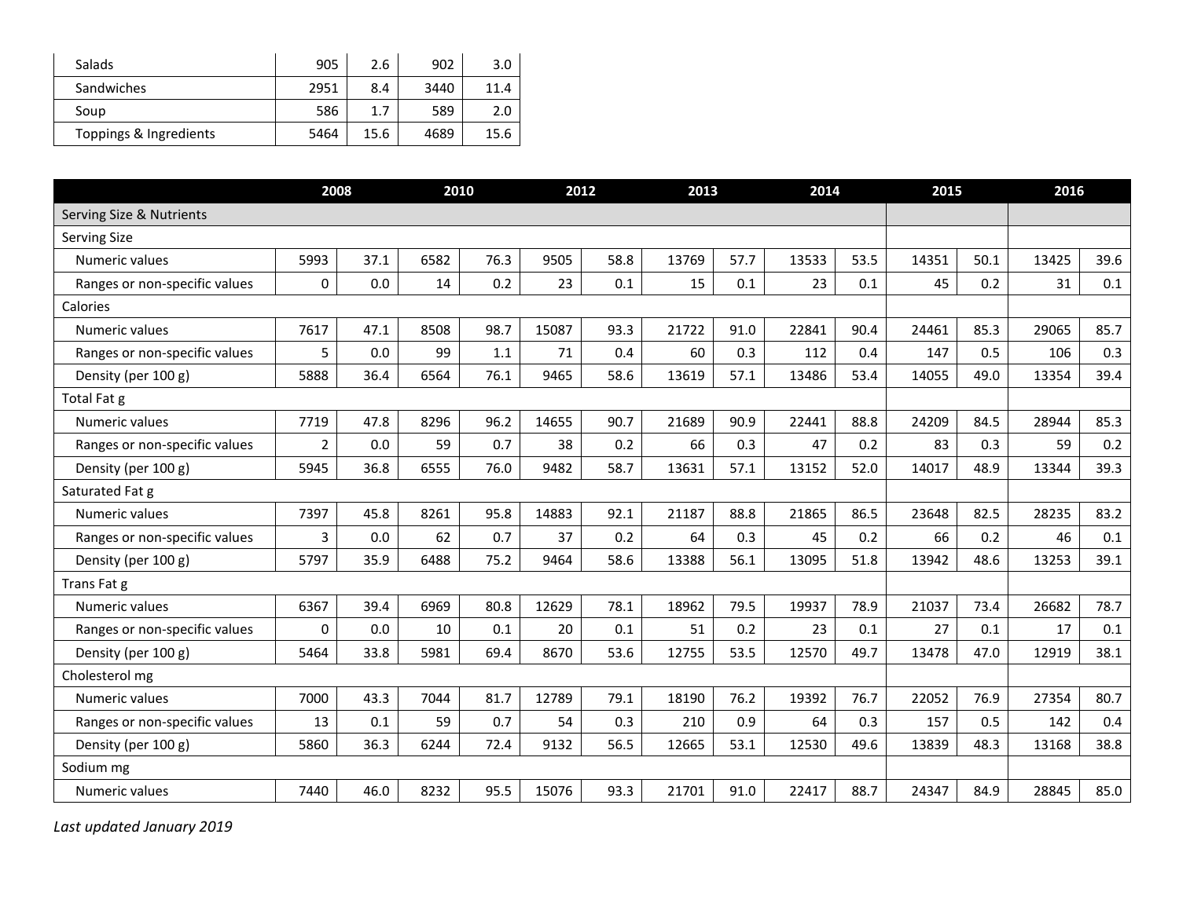| | | | | |
|---|---|---|---|---|
| Salads | 905 | 2.6 | 902 | 3.0 |
| Sandwiches | 2951 | 8.4 | 3440 | 11.4 |
| Soup | 586 | 1.7 | 589 | 2.0 |
| Toppings & Ingredients | 5464 | 15.6 | 4689 | 15.6 |

| | 2008 | | 2010 | | 2012 | | 2013 | | 2014 | | 2015 | | 2016 | |
|---|---|---|---|---|---|---|---|---|---|---|---|---|---|---|
| Serving Size & Nutrients | | | | | | | | | | | | | | |
| Serving Size | | | | | | | | | | | | | | |
| Numeric values | 5993 | 37.1 | 6582 | 76.3 | 9505 | 58.8 | 13769 | 57.7 | 13533 | 53.5 | 14351 | 50.1 | 13425 | 39.6 |
| Ranges or non-specific values | 0 | 0.0 | 14 | 0.2 | 23 | 0.1 | 15 | 0.1 | 23 | 0.1 | 45 | 0.2 | 31 | 0.1 |
| Calories | | | | | | | | | | | | | | |
| Numeric values | 7617 | 47.1 | 8508 | 98.7 | 15087 | 93.3 | 21722 | 91.0 | 22841 | 90.4 | 24461 | 85.3 | 29065 | 85.7 |
| Ranges or non-specific values | 5 | 0.0 | 99 | 1.1 | 71 | 0.4 | 60 | 0.3 | 112 | 0.4 | 147 | 0.5 | 106 | 0.3 |
| Density (per 100 g) | 5888 | 36.4 | 6564 | 76.1 | 9465 | 58.6 | 13619 | 57.1 | 13486 | 53.4 | 14055 | 49.0 | 13354 | 39.4 |
| Total Fat g | | | | | | | | | | | | | | |
| Numeric values | 7719 | 47.8 | 8296 | 96.2 | 14655 | 90.7 | 21689 | 90.9 | 22441 | 88.8 | 24209 | 84.5 | 28944 | 85.3 |
| Ranges or non-specific values | 2 | 0.0 | 59 | 0.7 | 38 | 0.2 | 66 | 0.3 | 47 | 0.2 | 83 | 0.3 | 59 | 0.2 |
| Density (per 100 g) | 5945 | 36.8 | 6555 | 76.0 | 9482 | 58.7 | 13631 | 57.1 | 13152 | 52.0 | 14017 | 48.9 | 13344 | 39.3 |
| Saturated Fat g | | | | | | | | | | | | | | |
| Numeric values | 7397 | 45.8 | 8261 | 95.8 | 14883 | 92.1 | 21187 | 88.8 | 21865 | 86.5 | 23648 | 82.5 | 28235 | 83.2 |
| Ranges or non-specific values | 3 | 0.0 | 62 | 0.7 | 37 | 0.2 | 64 | 0.3 | 45 | 0.2 | 66 | 0.2 | 46 | 0.1 |
| Density (per 100 g) | 5797 | 35.9 | 6488 | 75.2 | 9464 | 58.6 | 13388 | 56.1 | 13095 | 51.8 | 13942 | 48.6 | 13253 | 39.1 |
| Trans Fat g | | | | | | | | | | | | | | |
| Numeric values | 6367 | 39.4 | 6969 | 80.8 | 12629 | 78.1 | 18962 | 79.5 | 19937 | 78.9 | 21037 | 73.4 | 26682 | 78.7 |
| Ranges or non-specific values | 0 | 0.0 | 10 | 0.1 | 20 | 0.1 | 51 | 0.2 | 23 | 0.1 | 27 | 0.1 | 17 | 0.1 |
| Density (per 100 g) | 5464 | 33.8 | 5981 | 69.4 | 8670 | 53.6 | 12755 | 53.5 | 12570 | 49.7 | 13478 | 47.0 | 12919 | 38.1 |
| Cholesterol mg | | | | | | | | | | | | | | |
| Numeric values | 7000 | 43.3 | 7044 | 81.7 | 12789 | 79.1 | 18190 | 76.2 | 19392 | 76.7 | 22052 | 76.9 | 27354 | 80.7 |
| Ranges or non-specific values | 13 | 0.1 | 59 | 0.7 | 54 | 0.3 | 210 | 0.9 | 64 | 0.3 | 157 | 0.5 | 142 | 0.4 |
| Density (per 100 g) | 5860 | 36.3 | 6244 | 72.4 | 9132 | 56.5 | 12665 | 53.1 | 12530 | 49.6 | 13839 | 48.3 | 13168 | 38.8 |
| Sodium mg | | | | | | | | | | | | | | |
| Numeric values | 7440 | 46.0 | 8232 | 95.5 | 15076 | 93.3 | 21701 | 91.0 | 22417 | 88.7 | 24347 | 84.9 | 28845 | 85.0 |

*Last updated January 2019*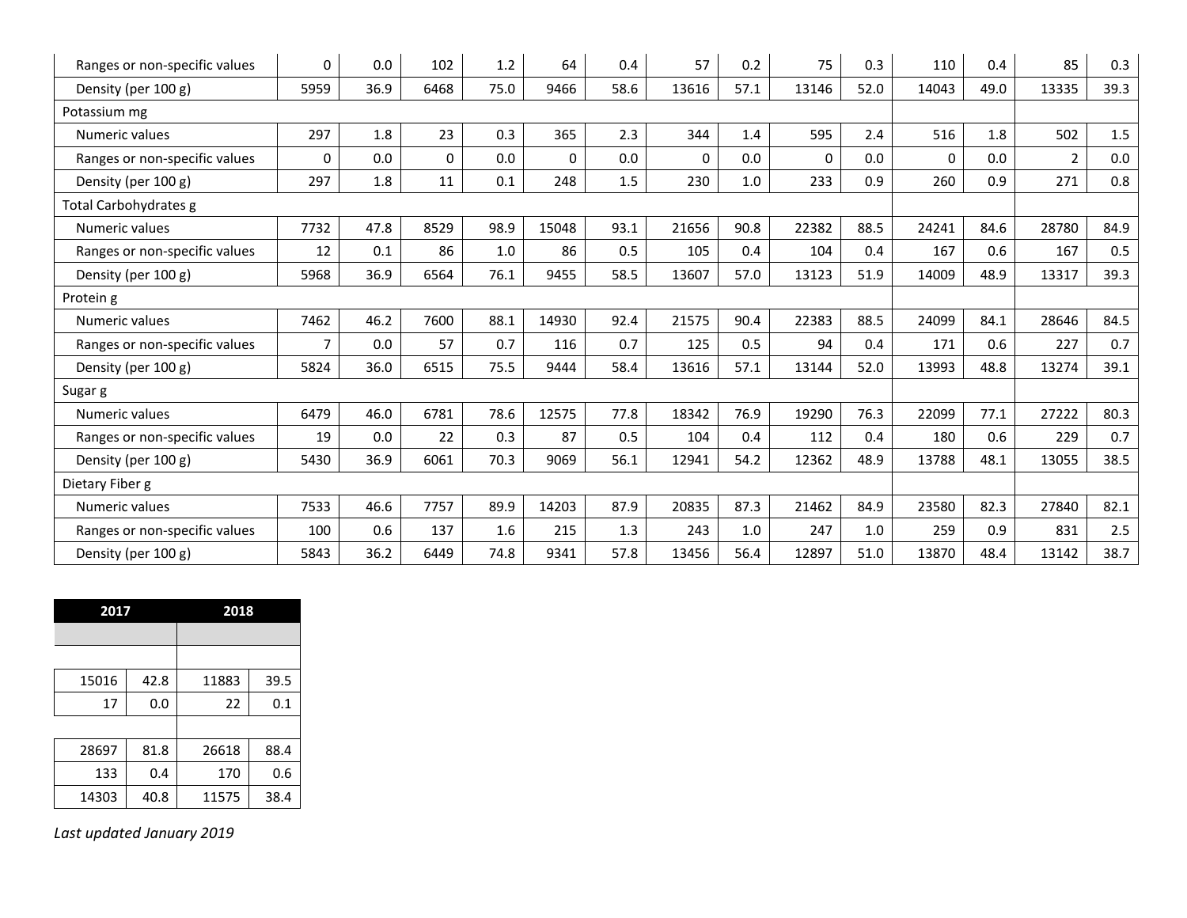| | | | | | | | | | | | | | | |
|---|---|---|---|---|---|---|---|---|---|---|---|---|---|---|
| Ranges or non-specific values | 0 | 0.0 | 102 | 1.2 | 64 | 0.4 | 57 | 0.2 | 75 | 0.3 | 110 | 0.4 | 85 | 0.3 |
| Density (per 100 g) | 5959 | 36.9 | 6468 | 75.0 | 9466 | 58.6 | 13616 | 57.1 | 13146 | 52.0 | 14043 | 49.0 | 13335 | 39.3 |
| Potassium mg | | | | | | | | | | | | | | |
| Numeric values | 297 | 1.8 | 23 | 0.3 | 365 | 2.3 | 344 | 1.4 | 595 | 2.4 | 516 | 1.8 | 502 | 1.5 |
| Ranges or non-specific values | 0 | 0.0 | 0 | 0.0 | 0 | 0.0 | 0 | 0.0 | 0 | 0.0 | 0 | 0.0 | 2 | 0.0 |
| Density (per 100 g) | 297 | 1.8 | 11 | 0.1 | 248 | 1.5 | 230 | 1.0 | 233 | 0.9 | 260 | 0.9 | 271 | 0.8 |
| Total Carbohydrates g | | | | | | | | | | | | | | |
| Numeric values | 7732 | 47.8 | 8529 | 98.9 | 15048 | 93.1 | 21656 | 90.8 | 22382 | 88.5 | 24241 | 84.6 | 28780 | 84.9 |
| Ranges or non-specific values | 12 | 0.1 | 86 | 1.0 | 86 | 0.5 | 105 | 0.4 | 104 | 0.4 | 167 | 0.6 | 167 | 0.5 |
| Density (per 100 g) | 5968 | 36.9 | 6564 | 76.1 | 9455 | 58.5 | 13607 | 57.0 | 13123 | 51.9 | 14009 | 48.9 | 13317 | 39.3 |
| Protein g | | | | | | | | | | | | | | |
| Numeric values | 7462 | 46.2 | 7600 | 88.1 | 14930 | 92.4 | 21575 | 90.4 | 22383 | 88.5 | 24099 | 84.1 | 28646 | 84.5 |
| Ranges or non-specific values | 7 | 0.0 | 57 | 0.7 | 116 | 0.7 | 125 | 0.5 | 94 | 0.4 | 171 | 0.6 | 227 | 0.7 |
| Density (per 100 g) | 5824 | 36.0 | 6515 | 75.5 | 9444 | 58.4 | 13616 | 57.1 | 13144 | 52.0 | 13993 | 48.8 | 13274 | 39.1 |
| Sugar g | | | | | | | | | | | | | | |
| Numeric values | 6479 | 46.0 | 6781 | 78.6 | 12575 | 77.8 | 18342 | 76.9 | 19290 | 76.3 | 22099 | 77.1 | 27222 | 80.3 |
| Ranges or non-specific values | 19 | 0.0 | 22 | 0.3 | 87 | 0.5 | 104 | 0.4 | 112 | 0.4 | 180 | 0.6 | 229 | 0.7 |
| Density (per 100 g) | 5430 | 36.9 | 6061 | 70.3 | 9069 | 56.1 | 12941 | 54.2 | 12362 | 48.9 | 13788 | 48.1 | 13055 | 38.5 |
| Dietary Fiber g | | | | | | | | | | | | | | |
| Numeric values | 7533 | 46.6 | 7757 | 89.9 | 14203 | 87.9 | 20835 | 87.3 | 21462 | 84.9 | 23580 | 82.3 | 27840 | 82.1 |
| Ranges or non-specific values | 100 | 0.6 | 137 | 1.6 | 215 | 1.3 | 243 | 1.0 | 247 | 1.0 | 259 | 0.9 | 831 | 2.5 |
| Density (per 100 g) | 5843 | 36.2 | 6449 | 74.8 | 9341 | 57.8 | 13456 | 56.4 | 12897 | 51.0 | 13870 | 48.4 | 13142 | 38.7 |

| 2017 | | 2018 | |
|---|---|---|---|
| | | | |
| | | | |
| 15016 | 42.8 | 11883 | 39.5 |
| 17 | 0.0 | 22 | 0.1 |
| | | | |
| 28697 | 81.8 | 26618 | 88.4 |
| 133 | 0.4 | 170 | 0.6 |
| 14303 | 40.8 | 11575 | 38.4 |

*Last updated January 2019*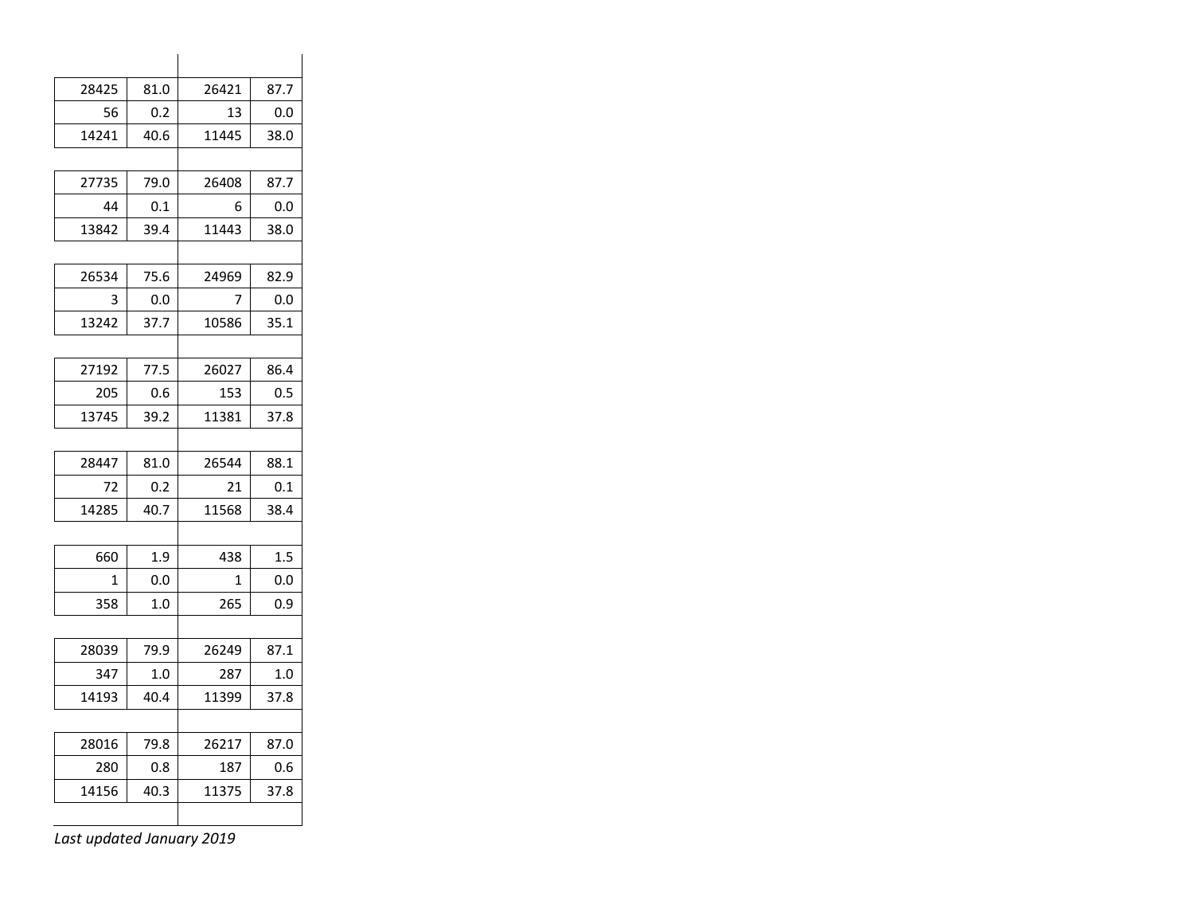| | | | |
|---|---|---|---|
| 28425 | 81.0 | 26421 | 87.7 |
| 56 | 0.2 | 13 | 0.0 |
| 14241 | 40.6 | 11445 | 38.0 |
| | | | |
| 27735 | 79.0 | 26408 | 87.7 |
| 44 | 0.1 | 6 | 0.0 |
| 13842 | 39.4 | 11443 | 38.0 |
| | | | |
| 26534 | 75.6 | 24969 | 82.9 |
| 3 | 0.0 | 7 | 0.0 |
| 13242 | 37.7 | 10586 | 35.1 |
| | | | |
| 27192 | 77.5 | 26027 | 86.4 |
| 205 | 0.6 | 153 | 0.5 |
| 13745 | 39.2 | 11381 | 37.8 |
| | | | |
| 28447 | 81.0 | 26544 | 88.1 |
| 72 | 0.2 | 21 | 0.1 |
| 14285 | 40.7 | 11568 | 38.4 |
| | | | |
| 660 | 1.9 | 438 | 1.5 |
| 1 | 0.0 | 1 | 0.0 |
| 358 | 1.0 | 265 | 0.9 |
| | | | |
| 28039 | 79.9 | 26249 | 87.1 |
| 347 | 1.0 | 287 | 1.0 |
| 14193 | 40.4 | 11399 | 37.8 |
| | | | |
| 28016 | 79.8 | 26217 | 87.0 |
| 280 | 0.8 | 187 | 0.6 |
| 14156 | 40.3 | 11375 | 37.8 |

*Last updated January 2019*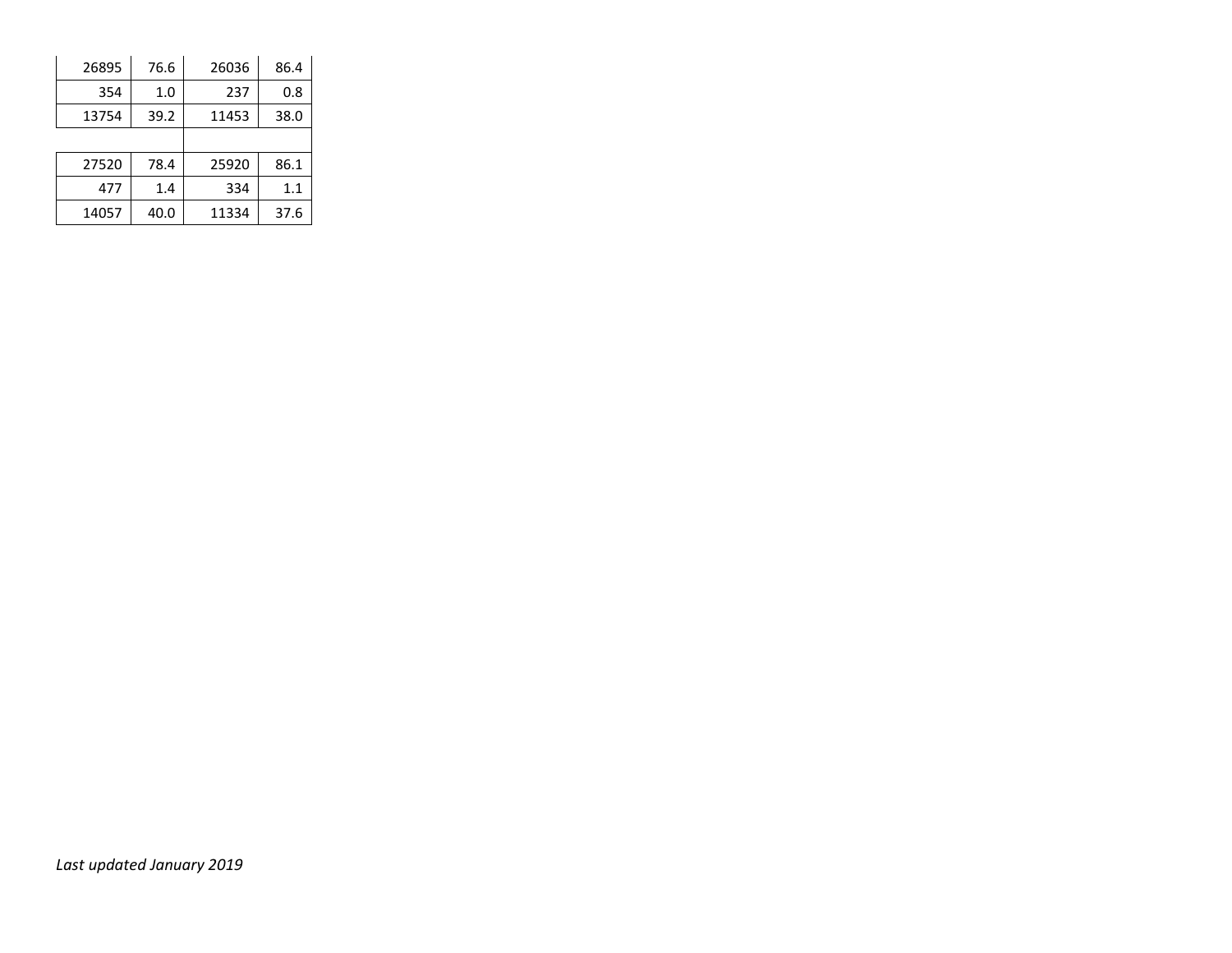| | | | |
|---|---|---|---|
| 26895 | 76.6 | 26036 | 86.4 |
| 354 | 1.0 | 237 | 0.8 |
| 13754 | 39.2 | 11453 | 38.0 |
| | | | |
| 27520 | 78.4 | 25920 | 86.1 |
| 477 | 1.4 | 334 | 1.1 |
| 14057 | 40.0 | 11334 | 37.6 |

*Last updated January 2019*